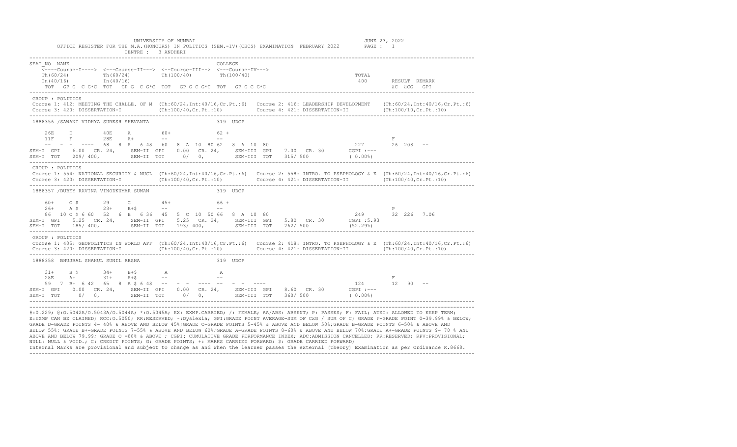UNIVERSITY OF MUMBAI

OFFICE REGISTER FOR THE M.A.(HONOURS) IN POLITICS (SEM.-IV)(CBCS) EXAMINATION FEBRUARY 2022

CENTRE : 3 ANDHERI

JUNE 23, 2022

```
SEAT_NO  NAME                                                      COLLEGE
    <----Course-I----> <---Course-II---> <--Course-III--> <---Course-IV--->
    Th(60/24)          Th(60/24)         Th(100/40)        Th(100/40)                                  TOTAL
    In(40/16)          In(40/16)                                                                        400       RESULT  REMARK
    TOT  GP G  C G*C  TOT  GP G  C G*C  TOT  GP G C G*C  TOT  GP G C G*C                                          äC  äCG  GPI
```

```
GROUP : POLITICS
Course 1: 412: MEETING THE CHALLE. OF M  (Th:60/24,Int:40/16,Cr.Pt.:6)   Course 2: 416: LEADERSHIP DEVELOPMENT    (Th:60/24,Int:40/16,Cr.Pt.:6)
Course 3: 420: DISSERTATION-I            (Th:100/40,Cr.Pt.:10)          Course 4: 421: DISSERTATION-II          (Th:100/10,Cr.Pt.:10)

1888356 /SAWANT VIDHYA SURESH SHEVANTA                      319  UDCP

    26E     D          40E     A          60+              62 +
    11F     F          28E     A+         --               --                                                   F
    --  -  -  ----  68  8  A  6 48  60  8  A  10  80 62  8  A  10  80                                227        26  208  --
SEM-I  GPI    6.00  CR. 24,    SEM-II  GPI    0.00  CR. 24,    SEM-III  GPI    7.00  CR. 30        CGPI :---
SEM-I  TOT    209/ 400,        SEM-II  TOT     0/  0,          SEM-III  TOT    315/ 500            ( 0.00%)
```

```
GROUP : POLITICS
Course 1: 554: NATIONAL SECURITY & NUCL  (Th:60/24,Int:40/16,Cr.Pt.:6)   Course 2: 558: INTRO. TO PSEPHOLOGY & E  (Th:60/24,Int:40/16,Cr.Pt.:6)
Course 3: 420: DISSERTATION-I            (Th:100/40,Cr.Pt.:10)          Course 4: 421: DISSERTATION-II          (Th:100/40,Cr.Pt.:10)

1888357 /DUBEY RAVINA VINODKUMAR SUMAN                      319  UDCP

    60+     O $        29      C          45+              66 +
    26+     A $        23+     B+$        --               --                                                   P
    86  10 O $ 6 60  52  6  B  6 36  45  5  C  10  50 66  8  A  10  80                               249        32  226  7.06
SEM-I  GPI    5.25  CR. 24,    SEM-II  GPI    5.25  CR. 24,    SEM-III  GPI    5.80  CR. 30        CGPI :5.93
SEM-I  TOT    185/ 400,        SEM-II  TOT    193/ 400,        SEM-III  TOT    262/ 500            (52.29%)
```

```
GROUP : POLITICS
Course 1: 405: GEOPOLITICS IN WORLD AFF  (Th:60/24,Int:40/16,Cr.Pt.:6)   Course 2: 418: INTRO. TO PSEPHOLOGY & E  (Th:60/24,Int:40/16,Cr.Pt.:6)
Course 3: 420: DISSERTATION-I            (Th:100/40,Cr.Pt.:10)          Course 4: 421: DISSERTATION-II          (Th:100/40,Cr.Pt.:10)

1888358  BHUJBAL SHAHUL SUNIL RESHA                         319  UDCP

    31+     B $        34+     B+$         A                 A
    28E     A+         31+     A+$        --               --                                                   F
    59  7  B+  6 42  65  8  A $ 6 48  --  -  -  ----  --  -  -  ----                                 124        12   90  --
SEM-I  GPI    0.00  CR. 24,    SEM-II  GPI    0.00  CR. 24,    SEM-III  GPI    8.60  CR. 30        CGPI :---
SEM-I  TOT     0/  0,          SEM-II  TOT     0/  0,          SEM-III  TOT    360/ 500            ( 0.00%)
```

#:O.229; @:O.5042A/O.5043A/O.5044A; *:O.5045A; EX: EXMP.CARRIED; /: FEMALE; AA/ABS: ABSENT; P: PASSES; F: FAIL; ATKT: ALLOWED TO KEEP TERM; E:EXMP CAN BE CLAIMED; RCC:O.5050; RR:RESERVED; ~:Dyslexia; GPI:GRADE POINT AVERAGE=SUM OF CxG / SUM OF C; GRADE F=GRADE POINT 0=39.99% & BELOW; GRADE D=GRADE POINTS 4= 40% & ABOVE AND BELOW 45%;GRADE C=GRADE POINTS 5=45% & ABOVE AND BELOW 50%;GRADE B=GRADE POINTS 6=50% & ABOVE AND BELOW 55%; GRADE B+=GRADE POINTS 7=55% & ABOVE AND BELOW 60%;GRADE A=GRADE POINTS 8=60% & ABOVE AND BELOW 70%;GRADE A+=GRADE POINTS 9= 70 % AND ABOVE AND BELOW 79.99; GRADE O =80% & ABOVE ; CGPI: CUMULATIVE GRADE PERFORMANCE INDEX; ADC:ADMISSION CANCELLED; RR:RESERVED; RPV:PROVISIONAL; NULL: NULL & VOID.; C: CREDIT POINTS; G: GRADE POINTS; +: MARKS CARRIED FORWARD; $: GRADE CARRIED FORWARD;
Internal Marks are provisional and subject to change as and when the learner passes the external (Theory) Examination as per Ordinance R.8668.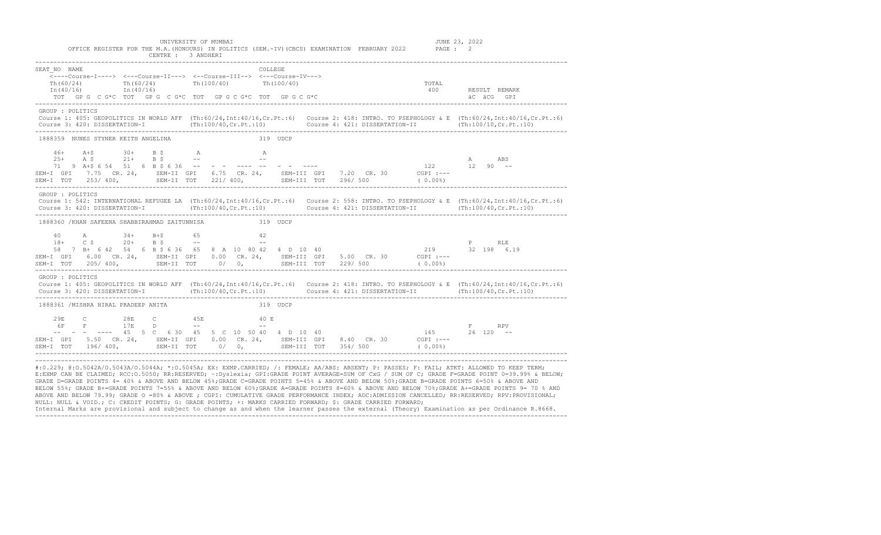UNIVERSITY OF MUMBAI

OFFICE REGISTER FOR THE M.A.(HONOURS) IN POLITICS (SEM.-IV)(CBCS) EXAMINATION FEBRUARY 2022

CENTRE : 3 ANDHERI

JUNE 23, 2022

```
SEAT_NO  NAME                                              COLLEGE
    <----Course-I----> <---Course-II---> <--Course-III--> <---Course-IV--->
    Th(60/24)          Th(60/24)          Th(100/40)        Th(100/40)                              TOTAL
    In(40/16)          In(40/16)                                                                     400      RESULT  REMARK
    TOT  GP G  C G*C  TOT  GP G  C G*C  TOT  GP G C G*C  TOT  GP G C G*C                                     äC  äCG  GPI
```

```
GROUP : POLITICS
Course 1: 405: GEOPOLITICS IN WORLD AFF  (Th:60/24,Int:40/16,Cr.Pt.:6)   Course 2: 418: INTRO. TO PSEPHOLOGY & E  (Th:60/24,Int:40/16,Cr.Pt.:6)
Course 3: 420: DISSERTATION-I           (Th:100/40,Cr.Pt.:10)           Course 4: 421: DISSERTATION-II          (Th:100/10,Cr.Pt.:10)

1888359  NUNES STYNER KEITH ANGELINA                        319  UDCP

    46+    A+$       30+    B $        A               A
    25+    A $       21+    B $        --              --                                                      A      ABS
    71  9  A+$ 6 54  51  6  B $ 6 36  --  -  -  ----  --  -  -  ----                               122         12  90  --
SEM-I  GPI   7.75  CR. 24,    SEM-II  GPI   6.75  CR. 24,    SEM-III  GPI   7.20  CR. 30      CGPI :---
SEM-I  TOT   253/ 400,        SEM-II  TOT   221/ 400,        SEM-III  TOT   296/ 500           ( 0.00%)
```

```
GROUP : POLITICS
Course 1: 542: INTERNATIONAL REFUGEE LA  (Th:60/24,Int:40/16,Cr.Pt.:6)   Course 2: 558: INTRO. TO PSEPHOLOGY & E  (Th:60/24,Int:40/16,Cr.Pt.:6)
Course 3: 420: DISSERTATION-I           (Th:100/40,Cr.Pt.:10)           Course 4: 421: DISSERTATION-II          (Th:100/40,Cr.Pt.:10)

1888360 /KHAN SAFEENA SHABBIRAHMAD ZAITUNNISA              319  UDCP

    40     A         34+    B+$        65              42
    18+    C $       20+    B $        --              --                                                      P      RLE
    58  7  B+ 6 42   54  6  B $ 6 36  65  8  A  10 80 42  4  D  10 40                              219         32  198  6.19
SEM-I  GPI   6.00  CR. 24,    SEM-II  GPI   0.00  CR. 24,    SEM-III  GPI   5.00  CR. 30      CGPI :---
SEM-I  TOT   205/ 400,        SEM-II  TOT     0/  0,         SEM-III  TOT   229/ 500           ( 0.00%)
```

```
GROUP : POLITICS
Course 1: 405: GEOPOLITICS IN WORLD AFF  (Th:60/24,Int:40/16,Cr.Pt.:6)   Course 2: 418: INTRO. TO PSEPHOLOGY & E  (Th:60/24,Int:40/16,Cr.Pt.:6)
Course 3: 420: DISSERTATION-I           (Th:100/40,Cr.Pt.:10)           Course 4: 421: DISSERTATION-II          (Th:100/40,Cr.Pt.:10)

1888361 /MISHRA HIRAL PRADEEP ANITA                        319  UDCP

    29E    C         28E    C          45E             40 E
     6F    F         17E    D          --              --                                                      F      RPV
    --  -  -  ----   45  5  C  6 30   45  5  C  10 50 40  4  D  10 40                              165         26  120  --
SEM-I  GPI   5.50  CR. 24,    SEM-II  GPI   0.00  CR. 24,    SEM-III  GPI   8.40  CR. 30      CGPI :---
SEM-I  TOT   196/ 400,        SEM-II  TOT     0/  0,         SEM-III  TOT   354/ 500           ( 0.00%)
```

#:0.229; @:O.5042A/O.5043A/O.5044A; *:O.5045A; EX: EXMP.CARRIED; /: FEMALE; AA/ABS: ABSENT; P: PASSES; F: FAIL; ATKT: ALLOWED TO KEEP TERM; E:EXMP CAN BE CLAIMED; RCC:O.5050; RR:RESERVED; ~:Dyslexia; GPI:GRADE POINT AVERAGE=SUM OF CxG / SUM OF C; GRADE F=GRADE POINT 0=39.99% & BELOW; GRADE D=GRADE POINTS 4= 40% & ABOVE AND BELOW 45%;GRADE C=GRADE POINTS 5=45% & ABOVE AND BELOW 50%;GRADE B=GRADE POINTS 6=50% & ABOVE AND BELOW 55%; GRADE B+=GRADE POINTS 7=55% & ABOVE AND BELOW 60%;GRADE A=GRADE POINTS 8=60% & ABOVE AND BELOW 70%;GRADE A+=GRADE POINTS 9= 70 % AND ABOVE AND BELOW 79.99; GRADE O =80% & ABOVE ; CGPI: CUMULATIVE GRADE PERFORMANCE INDEX; ADC:ADMISSION CANCELLED; RR:RESERVED; RPV:PROVISIONAL; NULL: NULL & VOID.; C: CREDIT POINTS; G: GRADE POINTS; +: MARKS CARRIED FORWARD; $: GRADE CARRIED FORWARD;
Internal Marks are provisional and subject to change as and when the learner passes the external (Theory) Examination as per Ordinance R.8668.